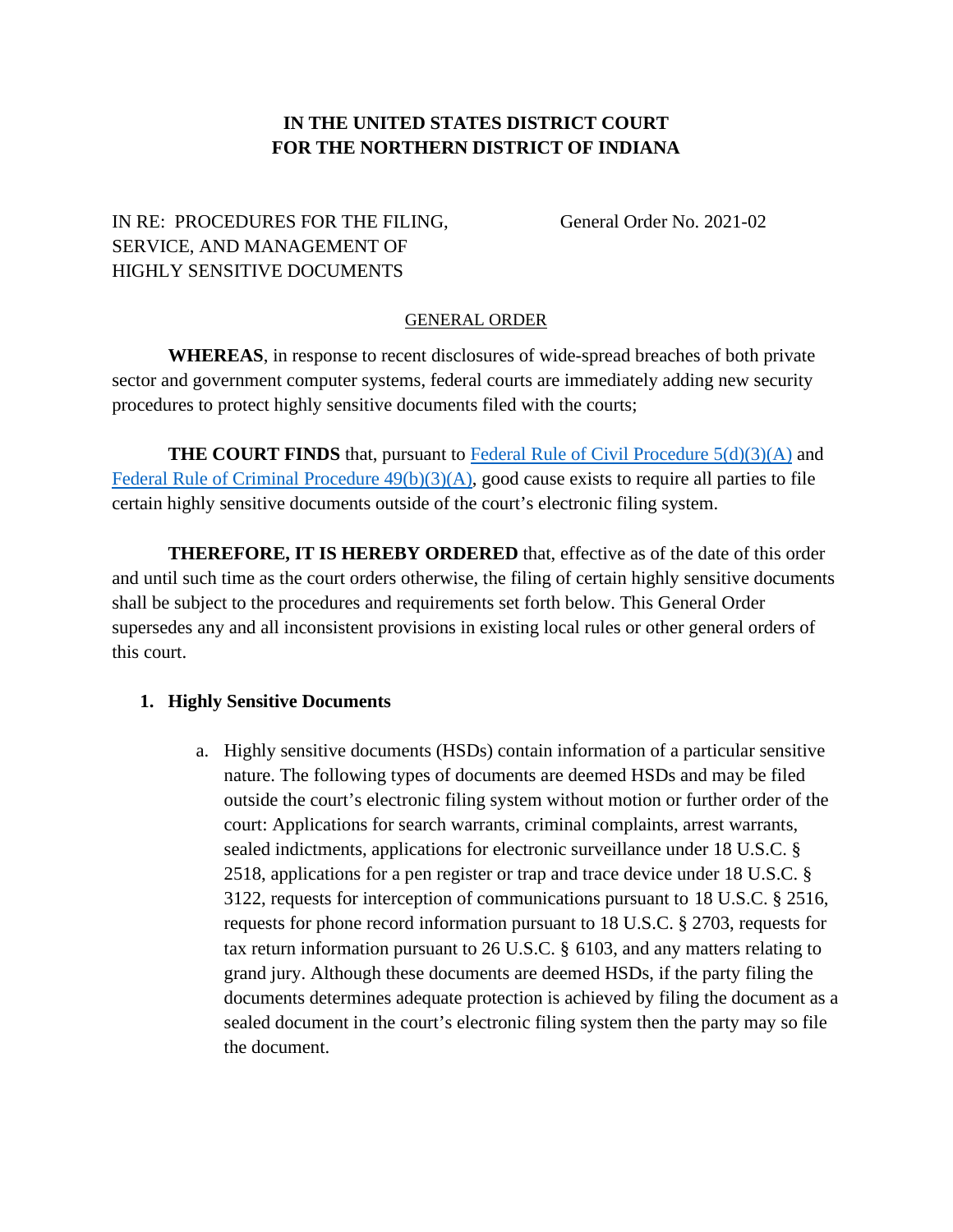**IN THE UNITED STATES DISTRICT COURT**
**FOR THE NORTHERN DISTRICT OF INDIANA**

IN RE: PROCEDURES FOR THE FILING, SERVICE, AND MANAGEMENT OF HIGHLY SENSITIVE DOCUMENTS

General Order No. 2021-02

GENERAL ORDER

**WHEREAS**, in response to recent disclosures of wide-spread breaches of both private sector and government computer systems, federal courts are immediately adding new security procedures to protect highly sensitive documents filed with the courts;

**THE COURT FINDS** that, pursuant to Federal Rule of Civil Procedure 5(d)(3)(A) and Federal Rule of Criminal Procedure 49(b)(3)(A), good cause exists to require all parties to file certain highly sensitive documents outside of the court's electronic filing system.

**THEREFORE, IT IS HEREBY ORDERED** that, effective as of the date of this order and until such time as the court orders otherwise, the filing of certain highly sensitive documents shall be subject to the procedures and requirements set forth below. This General Order supersedes any and all inconsistent provisions in existing local rules or other general orders of this court.

1. **Highly Sensitive Documents**

    a. Highly sensitive documents (HSDs) contain information of a particular sensitive nature. The following types of documents are deemed HSDs and may be filed outside the court's electronic filing system without motion or further order of the court: Applications for search warrants, criminal complaints, arrest warrants, sealed indictments, applications for electronic surveillance under 18 U.S.C. § 2518, applications for a pen register or trap and trace device under 18 U.S.C. § 3122, requests for interception of communications pursuant to 18 U.S.C. § 2516, requests for phone record information pursuant to 18 U.S.C. § 2703, requests for tax return information pursuant to 26 U.S.C. § 6103, and any matters relating to grand jury. Although these documents are deemed HSDs, if the party filing the documents determines adequate protection is achieved by filing the document as a sealed document in the court's electronic filing system then the party may so file the document.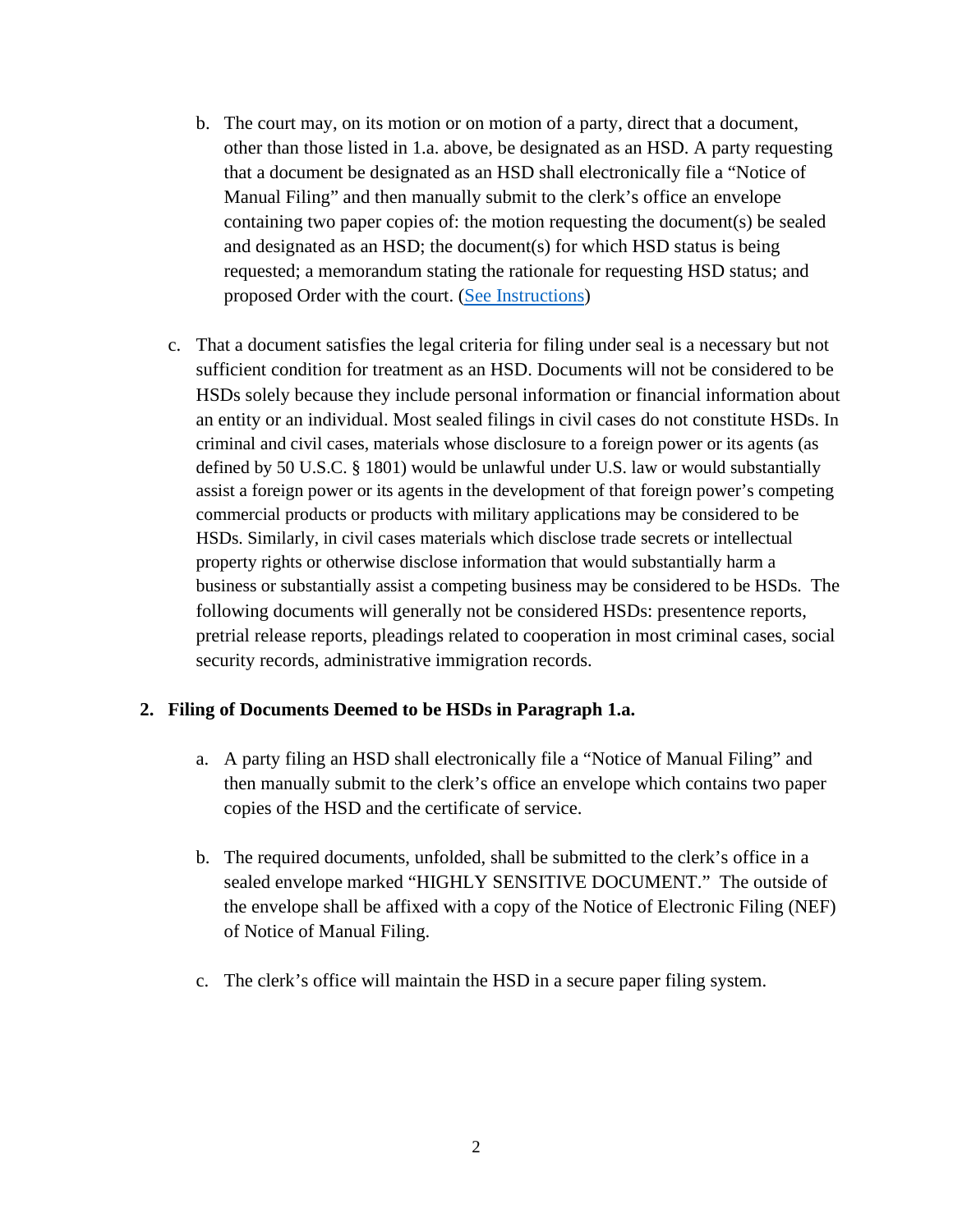b. The court may, on its motion or on motion of a party, direct that a document, other than those listed in 1.a. above, be designated as an HSD. A party requesting that a document be designated as an HSD shall electronically file a "Notice of Manual Filing" and then manually submit to the clerk's office an envelope containing two paper copies of: the motion requesting the document(s) be sealed and designated as an HSD; the document(s) for which HSD status is being requested; a memorandum stating the rationale for requesting HSD status; and proposed Order with the court. (See Instructions)

c. That a document satisfies the legal criteria for filing under seal is a necessary but not sufficient condition for treatment as an HSD. Documents will not be considered to be HSDs solely because they include personal information or financial information about an entity or an individual. Most sealed filings in civil cases do not constitute HSDs. In criminal and civil cases, materials whose disclosure to a foreign power or its agents (as defined by 50 U.S.C. § 1801) would be unlawful under U.S. law or would substantially assist a foreign power or its agents in the development of that foreign power's competing commercial products or products with military applications may be considered to be HSDs. Similarly, in civil cases materials which disclose trade secrets or intellectual property rights or otherwise disclose information that would substantially harm a business or substantially assist a competing business may be considered to be HSDs. The following documents will generally not be considered HSDs: presentence reports, pretrial release reports, pleadings related to cooperation in most criminal cases, social security records, administrative immigration records.

**2. Filing of Documents Deemed to be HSDs in Paragraph 1.a.**

a. A party filing an HSD shall electronically file a "Notice of Manual Filing" and then manually submit to the clerk's office an envelope which contains two paper copies of the HSD and the certificate of service.

b. The required documents, unfolded, shall be submitted to the clerk's office in a sealed envelope marked "HIGHLY SENSITIVE DOCUMENT." The outside of the envelope shall be affixed with a copy of the Notice of Electronic Filing (NEF) of Notice of Manual Filing.

c. The clerk's office will maintain the HSD in a secure paper filing system.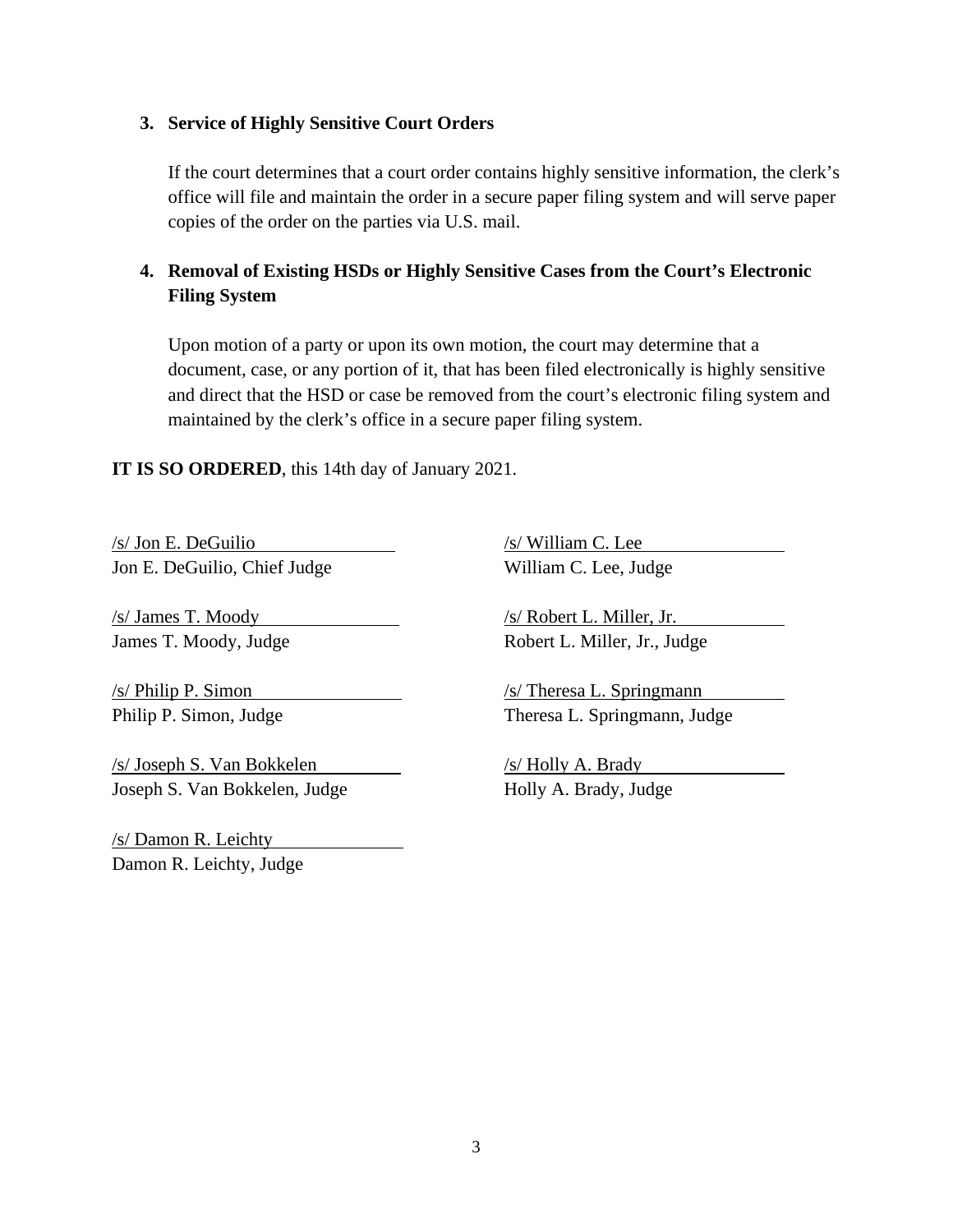**3. Service of Highly Sensitive Court Orders**

If the court determines that a court order contains highly sensitive information, the clerk's office will file and maintain the order in a secure paper filing system and will serve paper copies of the order on the parties via U.S. mail.

**4. Removal of Existing HSDs or Highly Sensitive Cases from the Court's Electronic Filing System**

Upon motion of a party or upon its own motion, the court may determine that a document, case, or any portion of it, that has been filed electronically is highly sensitive and direct that the HSD or case be removed from the court's electronic filing system and maintained by the clerk's office in a secure paper filing system.

**IT IS SO ORDERED**, this 14th day of January 2021.

/s/ Jon E. DeGuilio
Jon E. DeGuilio, Chief Judge

/s/ William C. Lee
William C. Lee, Judge

/s/ James T. Moody
James T. Moody, Judge

/s/ Robert L. Miller, Jr.
Robert L. Miller, Jr., Judge

/s/ Philip P. Simon
Philip P. Simon, Judge

/s/ Theresa L. Springmann
Theresa L. Springmann, Judge

/s/ Joseph S. Van Bokkelen
Joseph S. Van Bokkelen, Judge

/s/ Holly A. Brady
Holly A. Brady, Judge

/s/ Damon R. Leichty
Damon R. Leichty, Judge